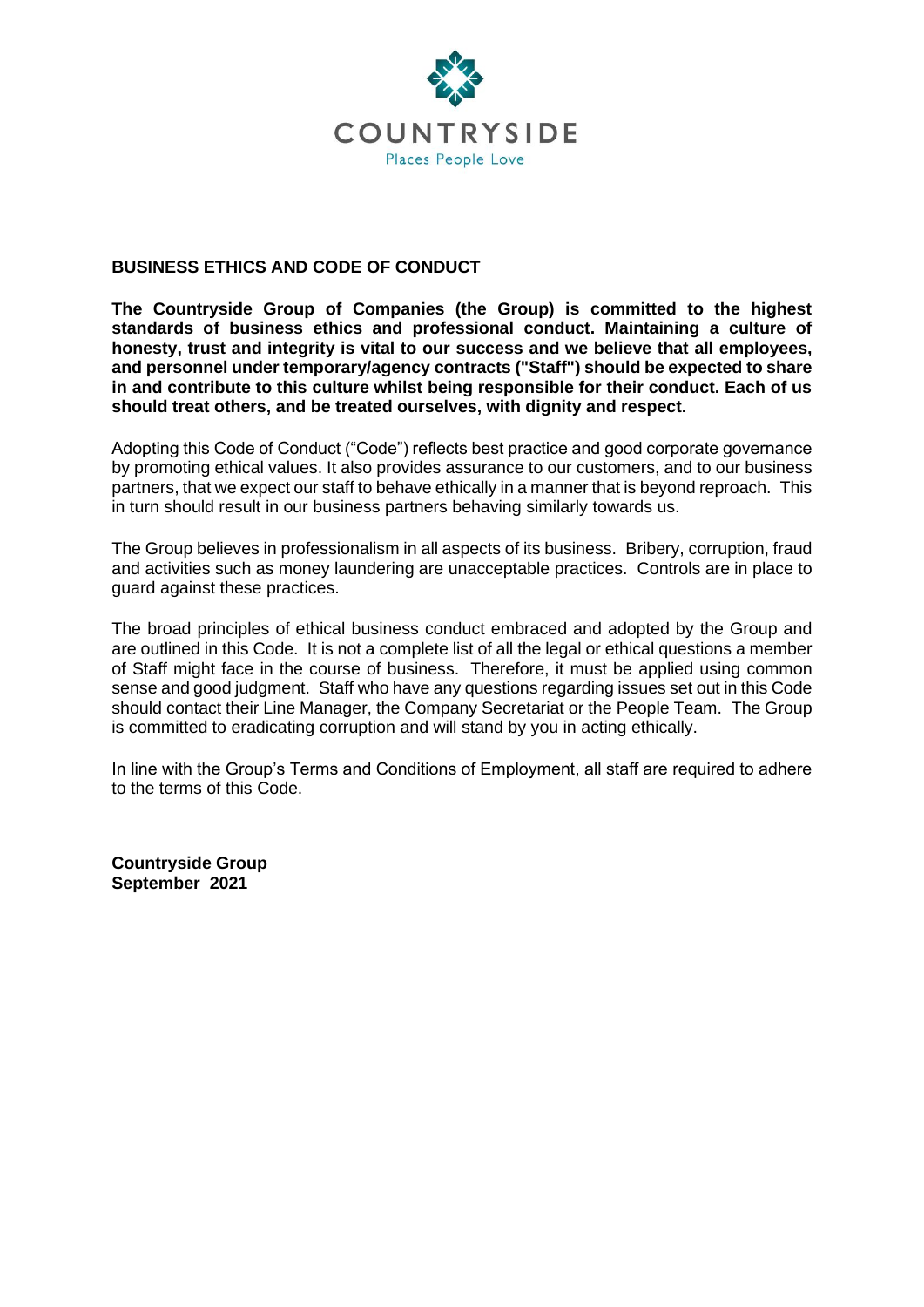COUNTRYSIDE

Places People Love

# BUSINESS ETHICS AND CODE OF CONDUCT

**The Countryside Group of Companies (the Group) is committed to the highest standards of business ethics and professional conduct. Maintaining a culture of honesty, trust and integrity is vital to our success and we believe that all employees, and personnel under temporary/agency contracts ("Staff") should be expected to share in and contribute to this culture whilst being responsible for their conduct. Each of us should treat others, and be treated ourselves, with dignity and respect.**

Adopting this Code of Conduct ("Code") reflects best practice and good corporate governance by promoting ethical values. It also provides assurance to our customers, and to our business partners, that we expect our staff to behave ethically in a manner that is beyond reproach. This in turn should result in our business partners behaving similarly towards us.

The Group believes in professionalism in all aspects of its business. Bribery, corruption, fraud and activities such as money laundering are unacceptable practices. Controls are in place to guard against these practices.

The broad principles of ethical business conduct embraced and adopted by the Group and are outlined in this Code. It is not a complete list of all the legal or ethical questions a member of Staff might face in the course of business. Therefore, it must be applied using common sense and good judgment. Staff who have any questions regarding issues set out in this Code should contact their Line Manager, the Company Secretariat or the People Team. The Group is committed to eradicating corruption and will stand by you in acting ethically.

In line with the Group's Terms and Conditions of Employment, all staff are required to adhere to the terms of this Code.

**Countryside Group**
**September 2021**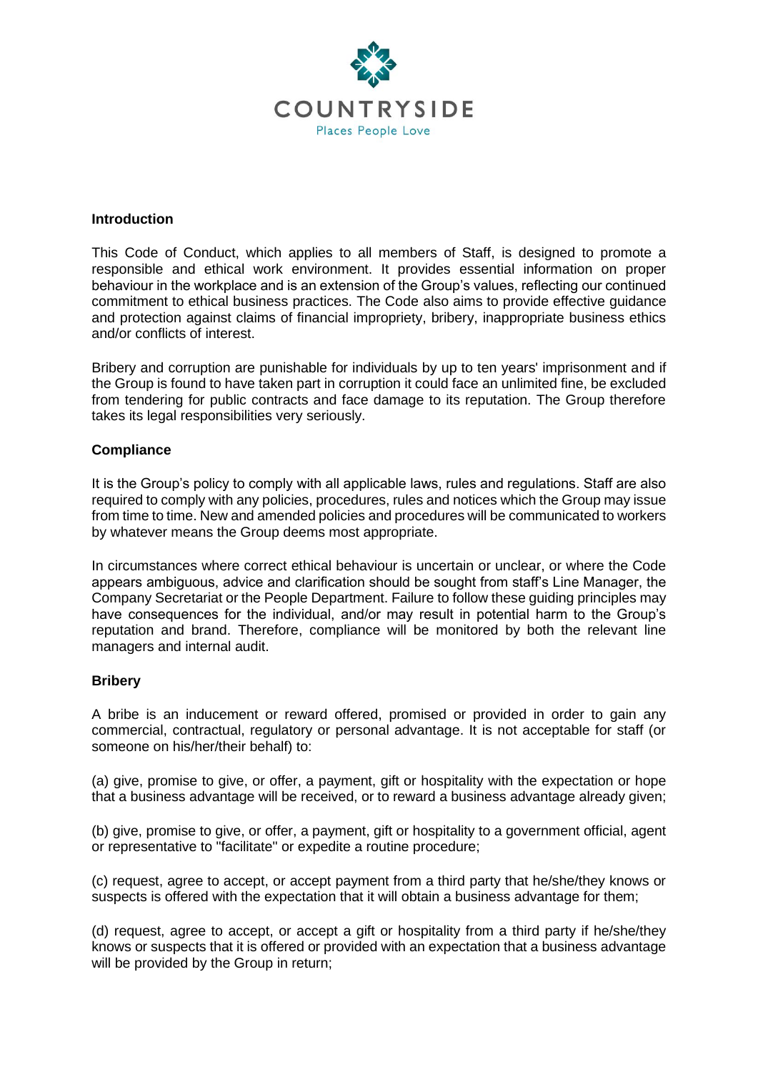COUNTRYSIDE

Places People Love

**Introduction**

This Code of Conduct, which applies to all members of Staff, is designed to promote a responsible and ethical work environment. It provides essential information on proper behaviour in the workplace and is an extension of the Group's values, reflecting our continued commitment to ethical business practices. The Code also aims to provide effective guidance and protection against claims of financial impropriety, bribery, inappropriate business ethics and/or conflicts of interest.

Bribery and corruption are punishable for individuals by up to ten years' imprisonment and if the Group is found to have taken part in corruption it could face an unlimited fine, be excluded from tendering for public contracts and face damage to its reputation. The Group therefore takes its legal responsibilities very seriously.

**Compliance**

It is the Group's policy to comply with all applicable laws, rules and regulations. Staff are also required to comply with any policies, procedures, rules and notices which the Group may issue from time to time. New and amended policies and procedures will be communicated to workers by whatever means the Group deems most appropriate.

In circumstances where correct ethical behaviour is uncertain or unclear, or where the Code appears ambiguous, advice and clarification should be sought from staff's Line Manager, the Company Secretariat or the People Department. Failure to follow these guiding principles may have consequences for the individual, and/or may result in potential harm to the Group's reputation and brand. Therefore, compliance will be monitored by both the relevant line managers and internal audit.

**Bribery**

A bribe is an inducement or reward offered, promised or provided in order to gain any commercial, contractual, regulatory or personal advantage. It is not acceptable for staff (or someone on his/her/their behalf) to:

(a) give, promise to give, or offer, a payment, gift or hospitality with the expectation or hope that a business advantage will be received, or to reward a business advantage already given;

(b) give, promise to give, or offer, a payment, gift or hospitality to a government official, agent or representative to "facilitate" or expedite a routine procedure;

(c) request, agree to accept, or accept payment from a third party that he/she/they knows or suspects is offered with the expectation that it will obtain a business advantage for them;

(d) request, agree to accept, or accept a gift or hospitality from a third party if he/she/they knows or suspects that it is offered or provided with an expectation that a business advantage will be provided by the Group in return;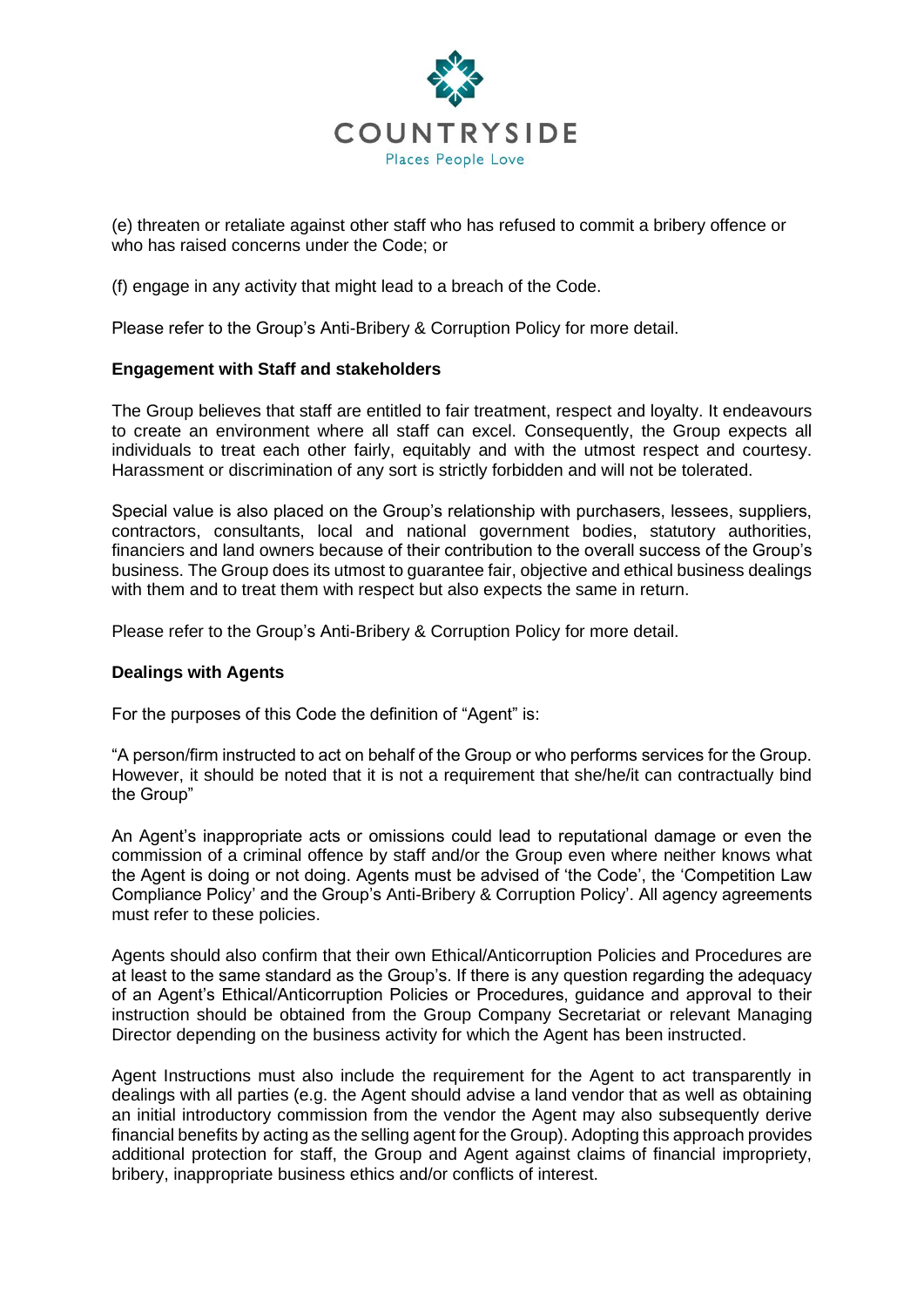(e) threaten or retaliate against other staff who has refused to commit a bribery offence or who has raised concerns under the Code; or

(f) engage in any activity that might lead to a breach of the Code.

Please refer to the Group's Anti-Bribery & Corruption Policy for more detail.

**Engagement with Staff and stakeholders**

The Group believes that staff are entitled to fair treatment, respect and loyalty. It endeavours to create an environment where all staff can excel. Consequently, the Group expects all individuals to treat each other fairly, equitably and with the utmost respect and courtesy. Harassment or discrimination of any sort is strictly forbidden and will not be tolerated.

Special value is also placed on the Group's relationship with purchasers, lessees, suppliers, contractors, consultants, local and national government bodies, statutory authorities, financiers and land owners because of their contribution to the overall success of the Group's business. The Group does its utmost to guarantee fair, objective and ethical business dealings with them and to treat them with respect but also expects the same in return.

Please refer to the Group's Anti-Bribery & Corruption Policy for more detail.

**Dealings with Agents**

For the purposes of this Code the definition of "Agent" is:

"A person/firm instructed to act on behalf of the Group or who performs services for the Group. However, it should be noted that it is not a requirement that she/he/it can contractually bind the Group"

An Agent's inappropriate acts or omissions could lead to reputational damage or even the commission of a criminal offence by staff and/or the Group even where neither knows what the Agent is doing or not doing. Agents must be advised of 'the Code', the 'Competition Law Compliance Policy' and the Group's Anti-Bribery & Corruption Policy'. All agency agreements must refer to these policies.

Agents should also confirm that their own Ethical/Anticorruption Policies and Procedures are at least to the same standard as the Group's. If there is any question regarding the adequacy of an Agent's Ethical/Anticorruption Policies or Procedures, guidance and approval to their instruction should be obtained from the Group Company Secretariat or relevant Managing Director depending on the business activity for which the Agent has been instructed.

Agent Instructions must also include the requirement for the Agent to act transparently in dealings with all parties (e.g. the Agent should advise a land vendor that as well as obtaining an initial introductory commission from the vendor the Agent may also subsequently derive financial benefits by acting as the selling agent for the Group). Adopting this approach provides additional protection for staff, the Group and Agent against claims of financial impropriety, bribery, inappropriate business ethics and/or conflicts of interest.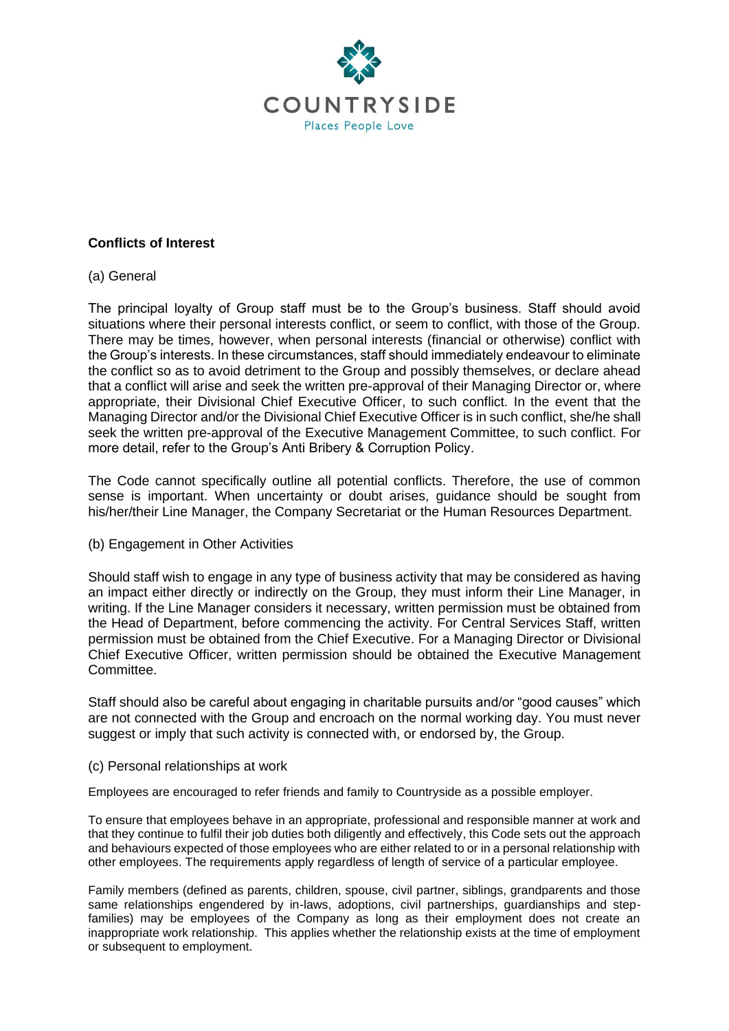COUNTRYSIDE

Places People Love

**Conflicts of Interest**

(a) General

The principal loyalty of Group staff must be to the Group's business. Staff should avoid situations where their personal interests conflict, or seem to conflict, with those of the Group. There may be times, however, when personal interests (financial or otherwise) conflict with the Group's interests. In these circumstances, staff should immediately endeavour to eliminate the conflict so as to avoid detriment to the Group and possibly themselves, or declare ahead that a conflict will arise and seek the written pre-approval of their Managing Director or, where appropriate, their Divisional Chief Executive Officer, to such conflict. In the event that the Managing Director and/or the Divisional Chief Executive Officer is in such conflict, she/he shall seek the written pre-approval of the Executive Management Committee, to such conflict. For more detail, refer to the Group's Anti Bribery & Corruption Policy.

The Code cannot specifically outline all potential conflicts. Therefore, the use of common sense is important. When uncertainty or doubt arises, guidance should be sought from his/her/their Line Manager, the Company Secretariat or the Human Resources Department.

(b) Engagement in Other Activities

Should staff wish to engage in any type of business activity that may be considered as having an impact either directly or indirectly on the Group, they must inform their Line Manager, in writing. If the Line Manager considers it necessary, written permission must be obtained from the Head of Department, before commencing the activity. For Central Services Staff, written permission must be obtained from the Chief Executive. For a Managing Director or Divisional Chief Executive Officer, written permission should be obtained the Executive Management Committee.

Staff should also be careful about engaging in charitable pursuits and/or "good causes" which are not connected with the Group and encroach on the normal working day. You must never suggest or imply that such activity is connected with, or endorsed by, the Group.

(c) Personal relationships at work

Employees are encouraged to refer friends and family to Countryside as a possible employer.

To ensure that employees behave in an appropriate, professional and responsible manner at work and that they continue to fulfil their job duties both diligently and effectively, this Code sets out the approach and behaviours expected of those employees who are either related to or in a personal relationship with other employees. The requirements apply regardless of length of service of a particular employee.

Family members (defined as parents, children, spouse, civil partner, siblings, grandparents and those same relationships engendered by in-laws, adoptions, civil partnerships, guardianships and step-families) may be employees of the Company as long as their employment does not create an inappropriate work relationship. This applies whether the relationship exists at the time of employment or subsequent to employment.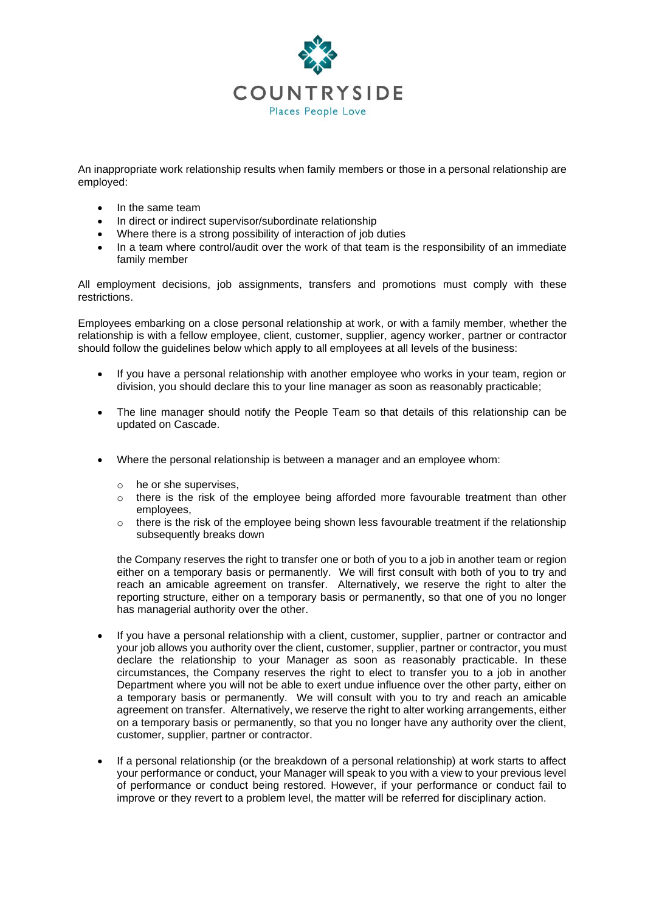An inappropriate work relationship results when family members or those in a personal relationship are employed:

- In the same team
- In direct or indirect supervisor/subordinate relationship
- Where there is a strong possibility of interaction of job duties
- In a team where control/audit over the work of that team is the responsibility of an immediate family member

All employment decisions, job assignments, transfers and promotions must comply with these restrictions.

Employees embarking on a close personal relationship at work, or with a family member, whether the relationship is with a fellow employee, client, customer, supplier, agency worker, partner or contractor should follow the guidelines below which apply to all employees at all levels of the business:

- If you have a personal relationship with another employee who works in your team, region or division, you should declare this to your line manager as soon as reasonably practicable;

- The line manager should notify the People Team so that details of this relationship can be updated on Cascade.

- Where the personal relationship is between a manager and an employee whom:

  - he or she supervises,
  - there is the risk of the employee being afforded more favourable treatment than other employees,
  - there is the risk of the employee being shown less favourable treatment if the relationship subsequently breaks down

  the Company reserves the right to transfer one or both of you to a job in another team or region either on a temporary basis or permanently. We will first consult with both of you to try and reach an amicable agreement on transfer. Alternatively, we reserve the right to alter the reporting structure, either on a temporary basis or permanently, so that one of you no longer has managerial authority over the other.

- If you have a personal relationship with a client, customer, supplier, partner or contractor and your job allows you authority over the client, customer, supplier, partner or contractor, you must declare the relationship to your Manager as soon as reasonably practicable. In these circumstances, the Company reserves the right to elect to transfer you to a job in another Department where you will not be able to exert undue influence over the other party, either on a temporary basis or permanently. We will consult with you to try and reach an amicable agreement on transfer. Alternatively, we reserve the right to alter working arrangements, either on a temporary basis or permanently, so that you no longer have any authority over the client, customer, supplier, partner or contractor.

- If a personal relationship (or the breakdown of a personal relationship) at work starts to affect your performance or conduct, your Manager will speak to you with a view to your previous level of performance or conduct being restored. However, if your performance or conduct fail to improve or they revert to a problem level, the matter will be referred for disciplinary action.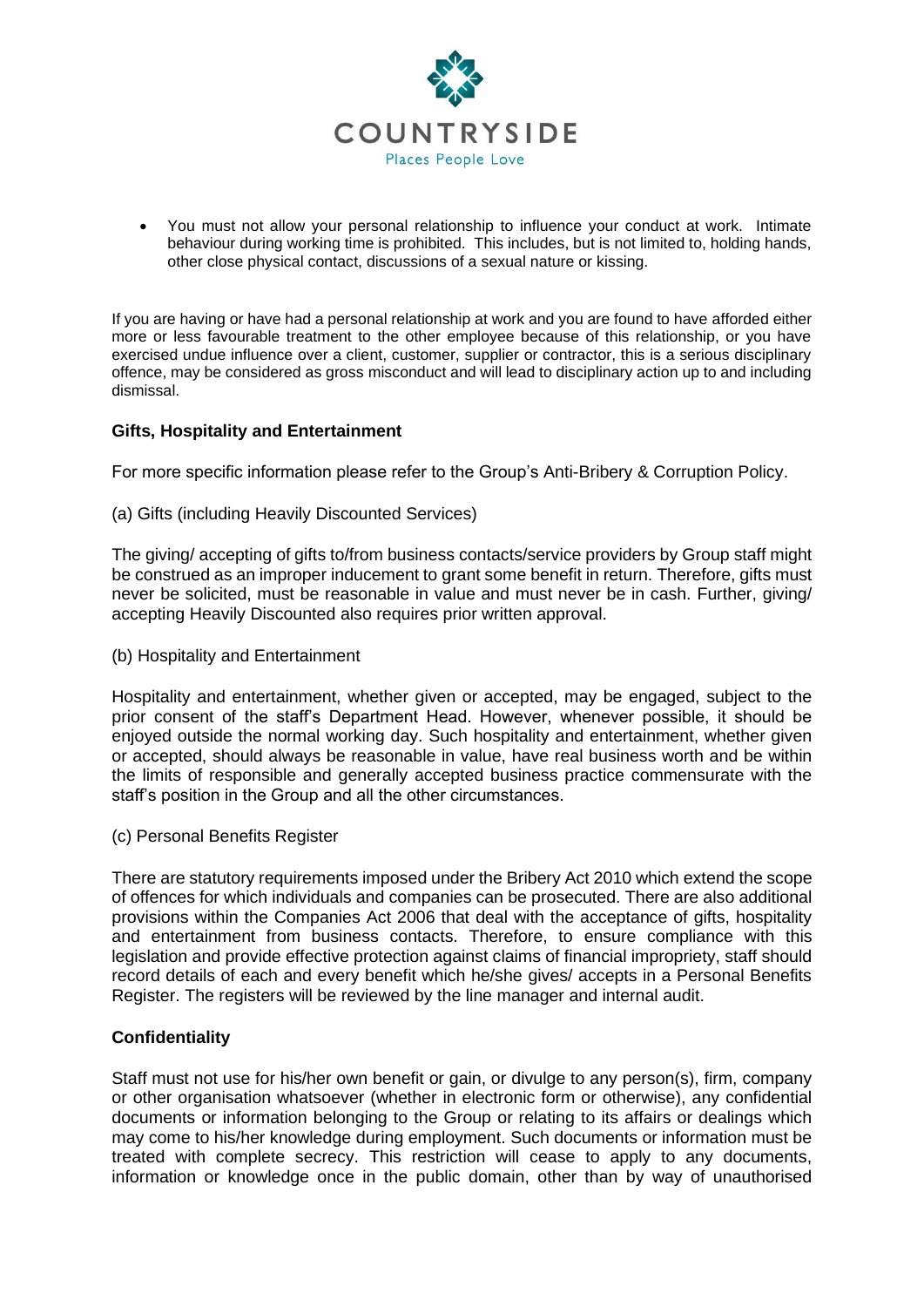- You must not allow your personal relationship to influence your conduct at work. Intimate behaviour during working time is prohibited. This includes, but is not limited to, holding hands, other close physical contact, discussions of a sexual nature or kissing.

If you are having or have had a personal relationship at work and you are found to have afforded either more or less favourable treatment to the other employee because of this relationship, or you have exercised undue influence over a client, customer, supplier or contractor, this is a serious disciplinary offence, may be considered as gross misconduct and will lead to disciplinary action up to and including dismissal.

**Gifts, Hospitality and Entertainment**

For more specific information please refer to the Group's Anti-Bribery & Corruption Policy.

(a) Gifts (including Heavily Discounted Services)

The giving/ accepting of gifts to/from business contacts/service providers by Group staff might be construed as an improper inducement to grant some benefit in return. Therefore, gifts must never be solicited, must be reasonable in value and must never be in cash. Further, giving/ accepting Heavily Discounted also requires prior written approval.

(b) Hospitality and Entertainment

Hospitality and entertainment, whether given or accepted, may be engaged, subject to the prior consent of the staff's Department Head. However, whenever possible, it should be enjoyed outside the normal working day. Such hospitality and entertainment, whether given or accepted, should always be reasonable in value, have real business worth and be within the limits of responsible and generally accepted business practice commensurate with the staff's position in the Group and all the other circumstances.

(c) Personal Benefits Register

There are statutory requirements imposed under the Bribery Act 2010 which extend the scope of offences for which individuals and companies can be prosecuted. There are also additional provisions within the Companies Act 2006 that deal with the acceptance of gifts, hospitality and entertainment from business contacts. Therefore, to ensure compliance with this legislation and provide effective protection against claims of financial impropriety, staff should record details of each and every benefit which he/she gives/ accepts in a Personal Benefits Register. The registers will be reviewed by the line manager and internal audit.

**Confidentiality**

Staff must not use for his/her own benefit or gain, or divulge to any person(s), firm, company or other organisation whatsoever (whether in electronic form or otherwise), any confidential documents or information belonging to the Group or relating to its affairs or dealings which may come to his/her knowledge during employment. Such documents or information must be treated with complete secrecy. This restriction will cease to apply to any documents, information or knowledge once in the public domain, other than by way of unauthorised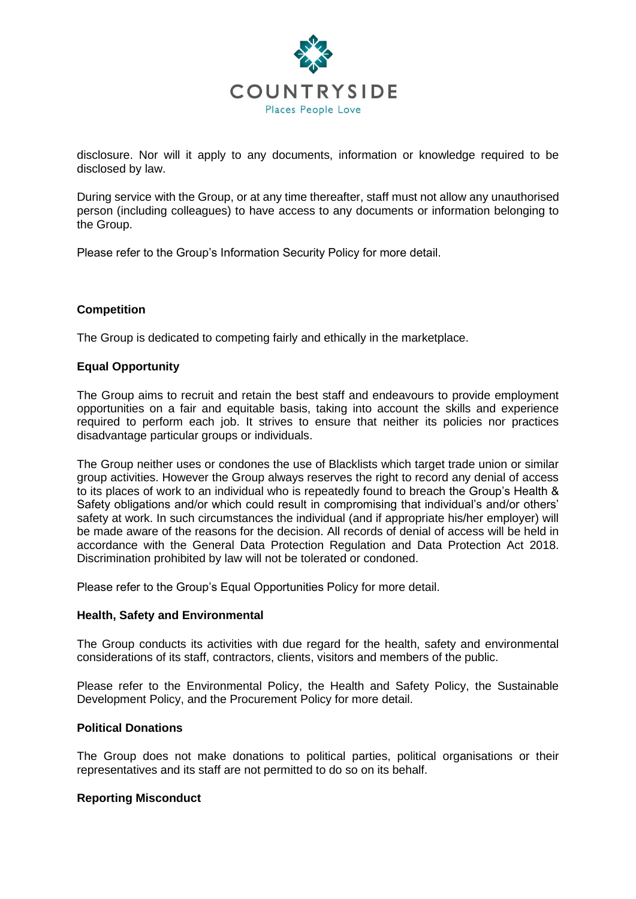disclosure. Nor will it apply to any documents, information or knowledge required to be disclosed by law.

During service with the Group, or at any time thereafter, staff must not allow any unauthorised person (including colleagues) to have access to any documents or information belonging to the Group.

Please refer to the Group's Information Security Policy for more detail.

**Competition**

The Group is dedicated to competing fairly and ethically in the marketplace.

**Equal Opportunity**

The Group aims to recruit and retain the best staff and endeavours to provide employment opportunities on a fair and equitable basis, taking into account the skills and experience required to perform each job. It strives to ensure that neither its policies nor practices disadvantage particular groups or individuals.

The Group neither uses or condones the use of Blacklists which target trade union or similar group activities. However the Group always reserves the right to record any denial of access to its places of work to an individual who is repeatedly found to breach the Group's Health & Safety obligations and/or which could result in compromising that individual's and/or others' safety at work. In such circumstances the individual (and if appropriate his/her employer) will be made aware of the reasons for the decision. All records of denial of access will be held in accordance with the General Data Protection Regulation and Data Protection Act 2018. Discrimination prohibited by law will not be tolerated or condoned.

Please refer to the Group's Equal Opportunities Policy for more detail.

**Health, Safety and Environmental**

The Group conducts its activities with due regard for the health, safety and environmental considerations of its staff, contractors, clients, visitors and members of the public.

Please refer to the Environmental Policy, the Health and Safety Policy, the Sustainable Development Policy, and the Procurement Policy for more detail.

**Political Donations**

The Group does not make donations to political parties, political organisations or their representatives and its staff are not permitted to do so on its behalf.

**Reporting Misconduct**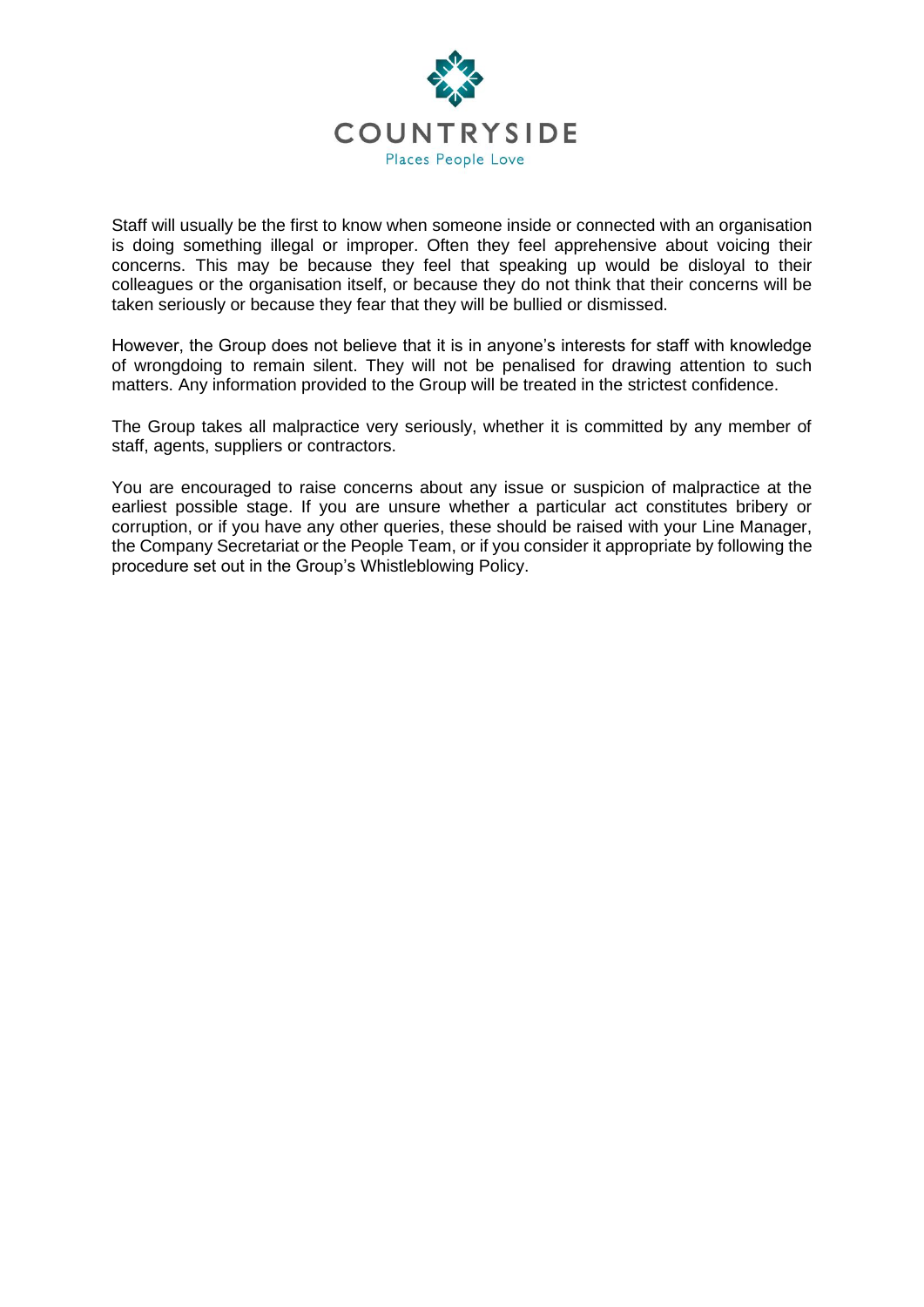Staff will usually be the first to know when someone inside or connected with an organisation is doing something illegal or improper. Often they feel apprehensive about voicing their concerns. This may be because they feel that speaking up would be disloyal to their colleagues or the organisation itself, or because they do not think that their concerns will be taken seriously or because they fear that they will be bullied or dismissed.

However, the Group does not believe that it is in anyone's interests for staff with knowledge of wrongdoing to remain silent. They will not be penalised for drawing attention to such matters. Any information provided to the Group will be treated in the strictest confidence.

The Group takes all malpractice very seriously, whether it is committed by any member of staff, agents, suppliers or contractors.

You are encouraged to raise concerns about any issue or suspicion of malpractice at the earliest possible stage. If you are unsure whether a particular act constitutes bribery or corruption, or if you have any other queries, these should be raised with your Line Manager, the Company Secretariat or the People Team, or if you consider it appropriate by following the procedure set out in the Group's Whistleblowing Policy.